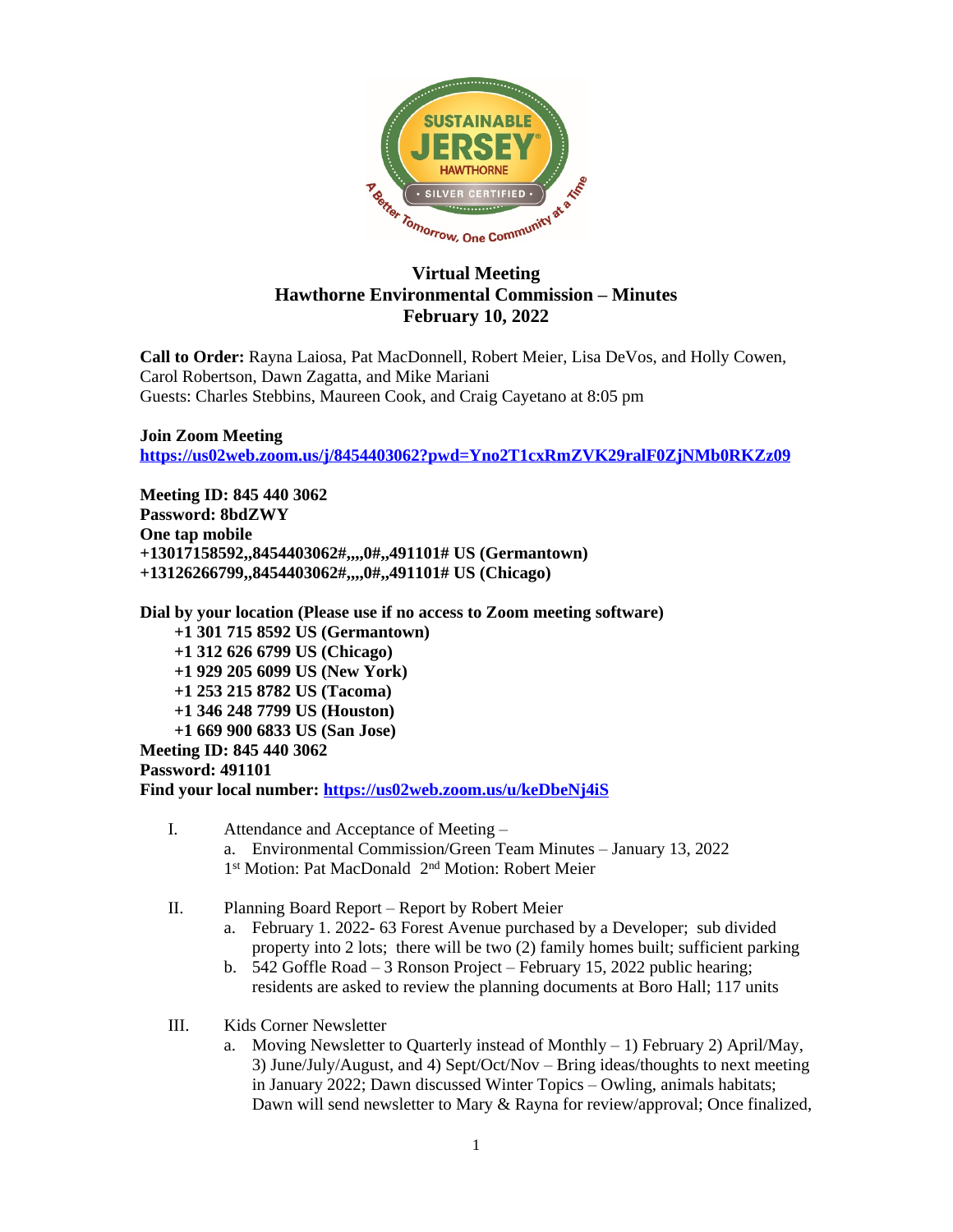# Virtual Meeting
# Hawthorne Environmental Commission – Minutes
# February 10, 2022

**Call to Order:** Rayna Laiosa, Pat MacDonnell, Robert Meier, Lisa DeVos, and Holly Cowen, Carol Robertson, Dawn Zagatta, and Mike Mariani
Guests: Charles Stebbins, Maureen Cook, and Craig Cayetano at 8:05 pm

**Join Zoom Meeting**
**https://us02web.zoom.us/j/8454403062?pwd=Yno2T1cxRmZVK29ralF0ZjNMb0RKZz09**

**Meeting ID: 845 440 3062**
**Password: 8bdZWY**
**One tap mobile**
**+13017158592,,8454403062#,,,,0#,,491101# US (Germantown)**
**+13126266799,,8454403062#,,,,0#,,491101# US (Chicago)**

**Dial by your location (Please use if no access to Zoom meeting software)**
**+1 301 715 8592 US (Germantown)**
**+1 312 626 6799 US (Chicago)**
**+1 929 205 6099 US (New York)**
**+1 253 215 8782 US (Tacoma)**
**+1 346 248 7799 US (Houston)**
**+1 669 900 6833 US (San Jose)**
**Meeting ID: 845 440 3062**
**Password: 491101**
**Find your local number: https://us02web.zoom.us/u/keDbeNj4iS**

I. Attendance and Acceptance of Meeting –
   a. Environmental Commission/Green Team Minutes – January 13, 2022
   1st Motion: Pat MacDonald 2nd Motion: Robert Meier

II. Planning Board Report – Report by Robert Meier
   a. February 1. 2022- 63 Forest Avenue purchased by a Developer; sub divided property into 2 lots; there will be two (2) family homes built; sufficient parking
   b. 542 Goffle Road – 3 Ronson Project – February 15, 2022 public hearing; residents are asked to review the planning documents at Boro Hall; 117 units

III. Kids Corner Newsletter
   a. Moving Newsletter to Quarterly instead of Monthly – 1) February 2) April/May, 3) June/July/August, and 4) Sept/Oct/Nov – Bring ideas/thoughts to next meeting in January 2022; Dawn discussed Winter Topics – Owling, animals habitats; Dawn will send newsletter to Mary & Rayna for review/approval; Once finalized,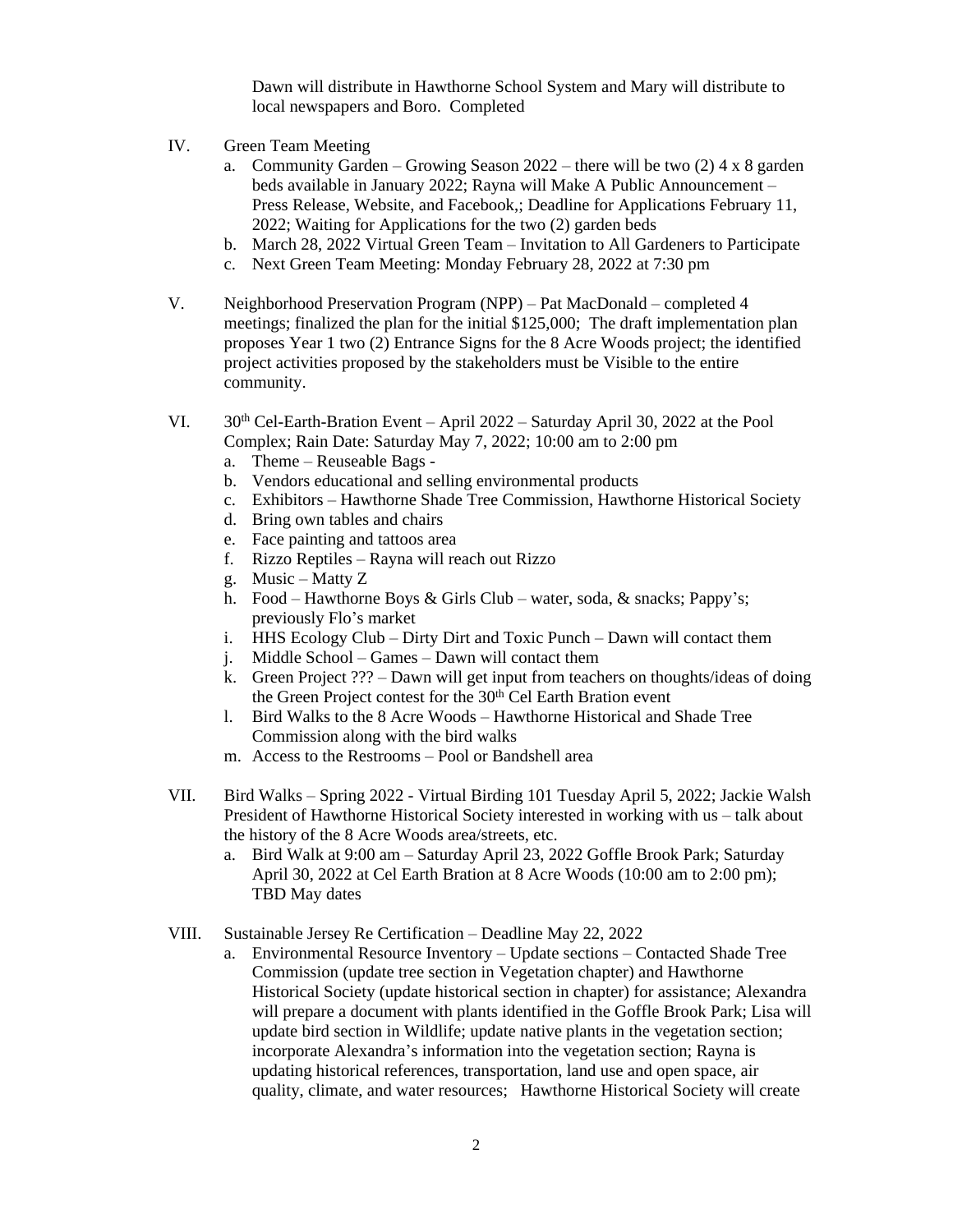Dawn will distribute in Hawthorne School System and Mary will distribute to local newspapers and Boro. Completed

IV. Green Team Meeting
   a. Community Garden – Growing Season 2022 – there will be two (2) 4 x 8 garden beds available in January 2022; Rayna will Make A Public Announcement – Press Release, Website, and Facebook,; Deadline for Applications February 11, 2022; Waiting for Applications for the two (2) garden beds
   b. March 28, 2022 Virtual Green Team – Invitation to All Gardeners to Participate
   c. Next Green Team Meeting: Monday February 28, 2022 at 7:30 pm

V. Neighborhood Preservation Program (NPP) – Pat MacDonald – completed 4 meetings; finalized the plan for the initial $125,000; The draft implementation plan proposes Year 1 two (2) Entrance Signs for the 8 Acre Woods project; the identified project activities proposed by the stakeholders must be Visible to the entire community.

VI. 30th Cel-Earth-Bration Event – April 2022 – Saturday April 30, 2022 at the Pool Complex; Rain Date: Saturday May 7, 2022; 10:00 am to 2:00 pm
   a. Theme – Reuseable Bags -
   b. Vendors educational and selling environmental products
   c. Exhibitors – Hawthorne Shade Tree Commission, Hawthorne Historical Society
   d. Bring own tables and chairs
   e. Face painting and tattoos area
   f. Rizzo Reptiles – Rayna will reach out Rizzo
   g. Music – Matty Z
   h. Food – Hawthorne Boys & Girls Club – water, soda, & snacks; Pappy's; previously Flo's market
   i. HHS Ecology Club – Dirty Dirt and Toxic Punch – Dawn will contact them
   j. Middle School – Games – Dawn will contact them
   k. Green Project ??? – Dawn will get input from teachers on thoughts/ideas of doing the Green Project contest for the 30th Cel Earth Bration event
   l. Bird Walks to the 8 Acre Woods – Hawthorne Historical and Shade Tree Commission along with the bird walks
   m. Access to the Restrooms – Pool or Bandshell area

VII. Bird Walks – Spring 2022 - Virtual Birding 101 Tuesday April 5, 2022; Jackie Walsh President of Hawthorne Historical Society interested in working with us – talk about the history of the 8 Acre Woods area/streets, etc.
   a. Bird Walk at 9:00 am – Saturday April 23, 2022 Goffle Brook Park; Saturday April 30, 2022 at Cel Earth Bration at 8 Acre Woods (10:00 am to 2:00 pm); TBD May dates

VIII. Sustainable Jersey Re Certification – Deadline May 22, 2022
   a. Environmental Resource Inventory – Update sections – Contacted Shade Tree Commission (update tree section in Vegetation chapter) and Hawthorne Historical Society (update historical section in chapter) for assistance; Alexandra will prepare a document with plants identified in the Goffle Brook Park; Lisa will update bird section in Wildlife; update native plants in the vegetation section; incorporate Alexandra's information into the vegetation section; Rayna is updating historical references, transportation, land use and open space, air quality, climate, and water resources; Hawthorne Historical Society will create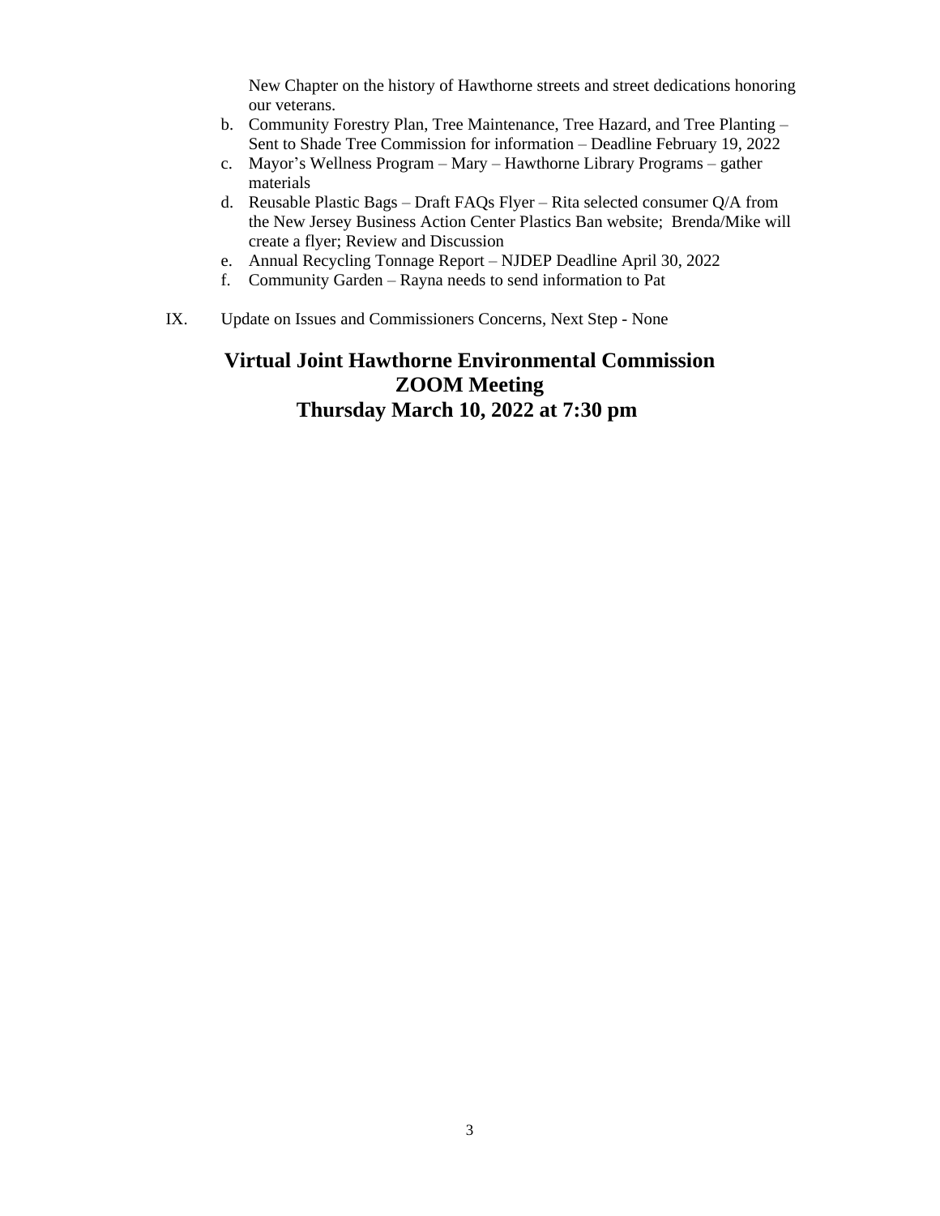New Chapter on the history of Hawthorne streets and street dedications honoring our veterans.

b. Community Forestry Plan, Tree Maintenance, Tree Hazard, and Tree Planting – Sent to Shade Tree Commission for information – Deadline February 19, 2022
c. Mayor's Wellness Program – Mary – Hawthorne Library Programs – gather materials
d. Reusable Plastic Bags – Draft FAQs Flyer – Rita selected consumer Q/A from the New Jersey Business Action Center Plastics Ban website; Brenda/Mike will create a flyer; Review and Discussion
e. Annual Recycling Tonnage Report – NJDEP Deadline April 30, 2022
f. Community Garden – Rayna needs to send information to Pat

IX. Update on Issues and Commissioners Concerns, Next Step - None

## Virtual Joint Hawthorne Environmental Commission
## ZOOM Meeting
## Thursday March 10, 2022 at 7:30 pm